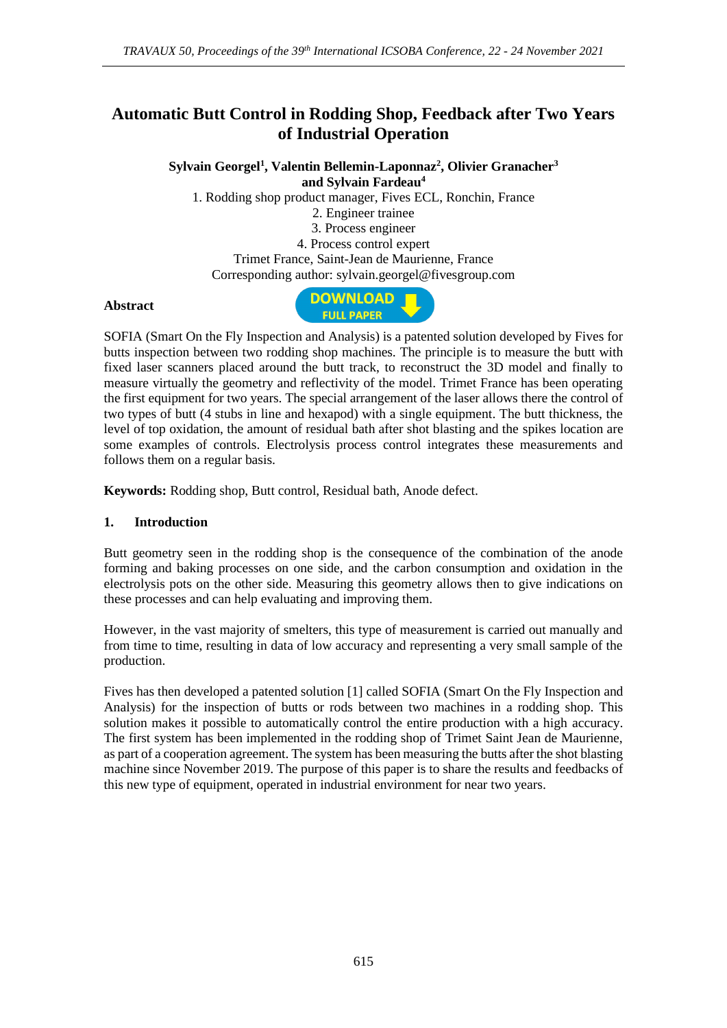# Automatic Butt Control in Rodding Shop, Feedback after Two Years of Industrial Operation

**Sylvain Georgel[1], Valentin Bellemin-Laponnaz[2], Olivier Granacher[3] and Sylvain Fardeau[4]**

1. Rodding shop product manager, Fives ECL, Ronchin, France
2. Engineer trainee
3. Process engineer
4. Process control expert

Trimet France, Saint-Jean de Maurienne, France

Corresponding author: sylvain.georgel@fivesgroup.com

**Abstract**

SOFIA (Smart On the Fly Inspection and Analysis) is a patented solution developed by Fives for butts inspection between two rodding shop machines. The principle is to measure the butt with fixed laser scanners placed around the butt track, to reconstruct the 3D model and finally to measure virtually the geometry and reflectivity of the model. Trimet France has been operating the first equipment for two years. The special arrangement of the laser allows there the control of two types of butt (4 stubs in line and hexapod) with a single equipment. The butt thickness, the level of top oxidation, the amount of residual bath after shot blasting and the spikes location are some examples of controls. Electrolysis process control integrates these measurements and follows them on a regular basis.

**Keywords:** Rodding shop, Butt control, Residual bath, Anode defect.

## 1. Introduction

Butt geometry seen in the rodding shop is the consequence of the combination of the anode forming and baking processes on one side, and the carbon consumption and oxidation in the electrolysis pots on the other side. Measuring this geometry allows then to give indications on these processes and can help evaluating and improving them.

However, in the vast majority of smelters, this type of measurement is carried out manually and from time to time, resulting in data of low accuracy and representing a very small sample of the production.

Fives has then developed a patented solution [1] called SOFIA (Smart On the Fly Inspection and Analysis) for the inspection of butts or rods between two machines in a rodding shop. This solution makes it possible to automatically control the entire production with a high accuracy. The first system has been implemented in the rodding shop of Trimet Saint Jean de Maurienne, as part of a cooperation agreement. The system has been measuring the butts after the shot blasting machine since November 2019. The purpose of this paper is to share the results and feedbacks of this new type of equipment, operated in industrial environment for near two years.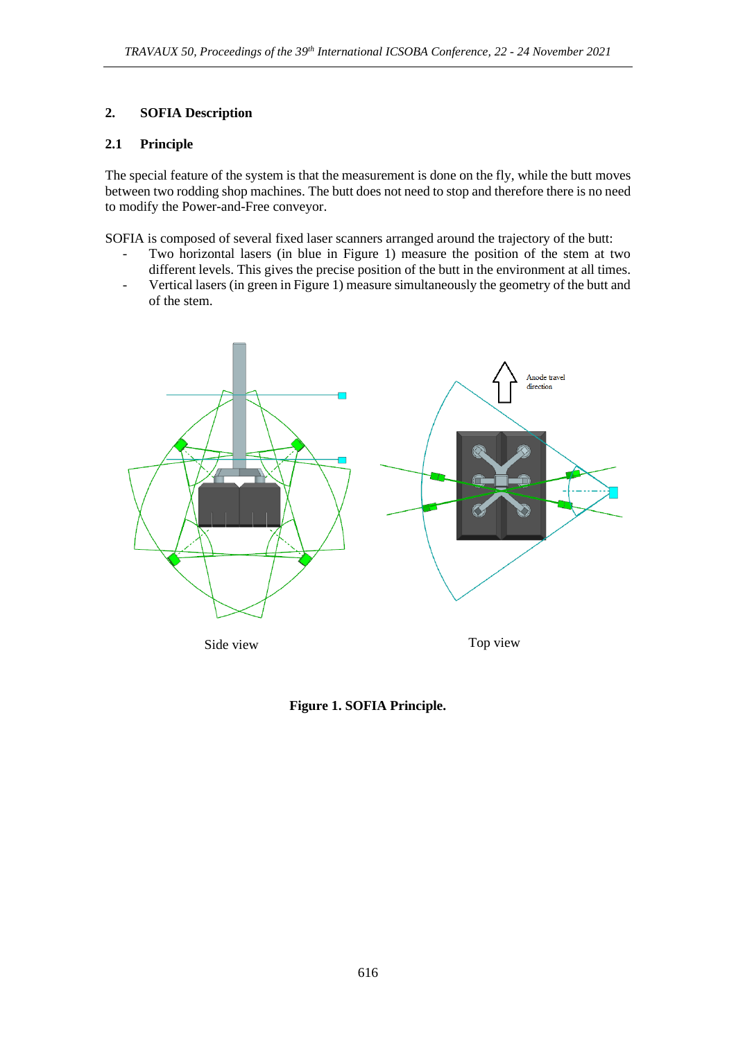## 2. SOFIA Description

### 2.1 Principle

The special feature of the system is that the measurement is done on the fly, while the butt moves between two rodding shop machines. The butt does not need to stop and therefore there is no need to modify the Power-and-Free conveyor.

SOFIA is composed of several fixed laser scanners arranged around the trajectory of the butt:

- Two horizontal lasers (in blue in Figure 1) measure the position of the stem at two different levels. This gives the precise position of the butt in the environment at all times.
- Vertical lasers (in green in Figure 1) measure simultaneously the geometry of the butt and of the stem.

Anode travel direction

Side view

Top view

**Figure 1. SOFIA Principle.**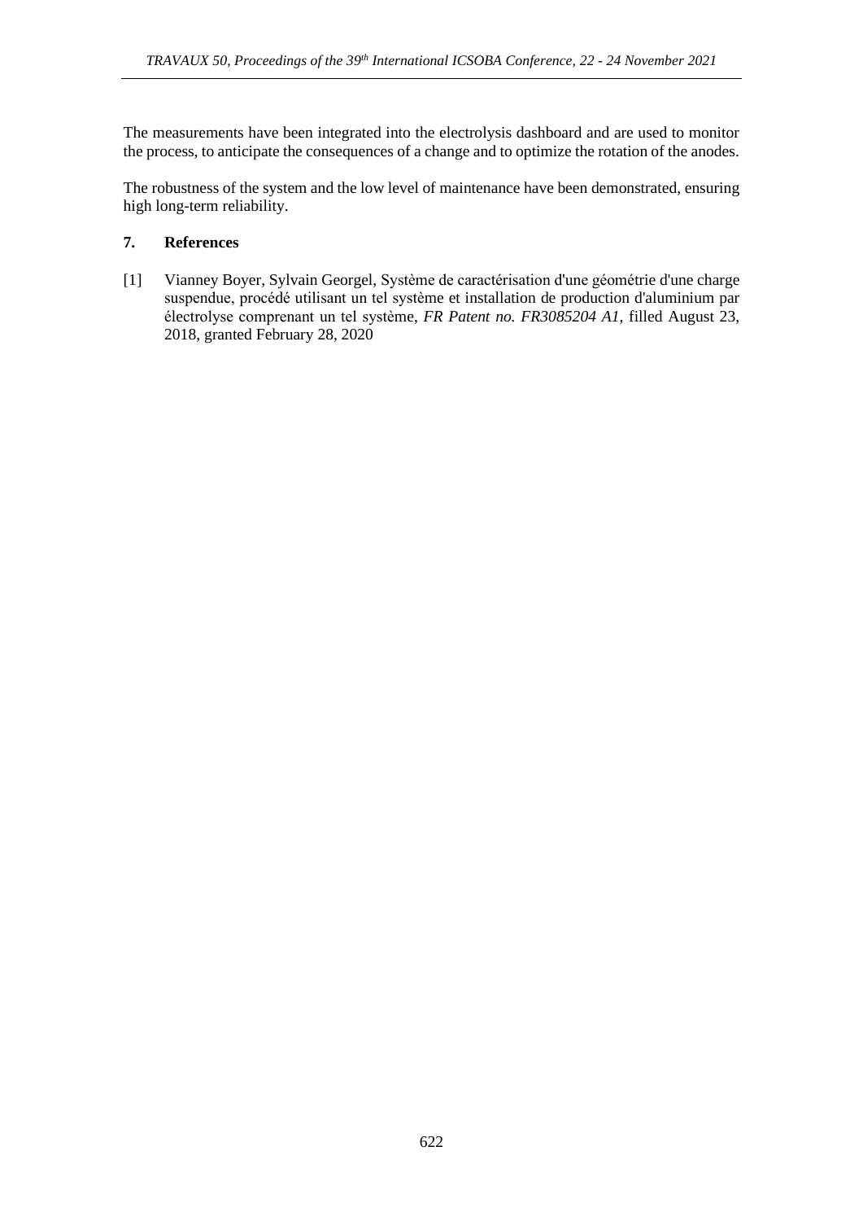The measurements have been integrated into the electrolysis dashboard and are used to monitor the process, to anticipate the consequences of a change and to optimize the rotation of the anodes.

The robustness of the system and the low level of maintenance have been demonstrated, ensuring high long-term reliability.

## 7. References

[1] Vianney Boyer, Sylvain Georgel, Système de caractérisation d'une géométrie d'une charge suspendue, procédé utilisant un tel système et installation de production d'aluminium par électrolyse comprenant un tel système, *FR Patent no. FR3085204 A1*, filled August 23, 2018, granted February 28, 2020